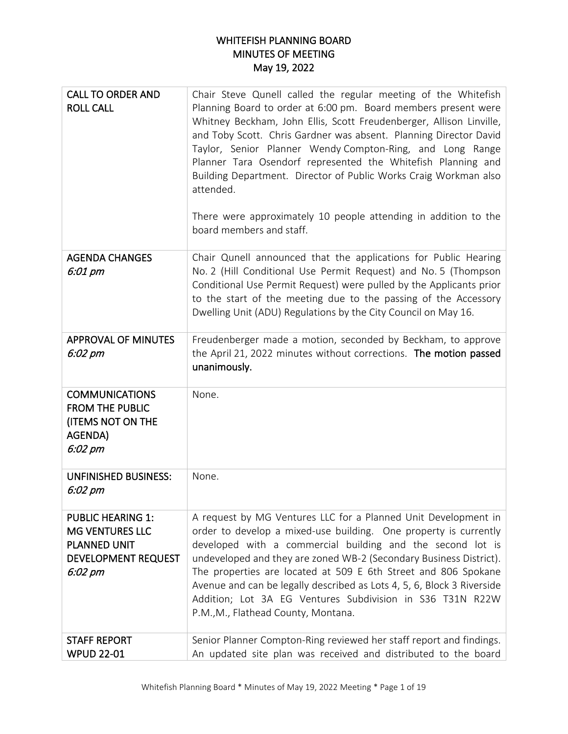# WHITEFISH PLANNING BOARD
# MINUTES OF MEETING
# May 19, 2022

| | |
|---|---|
| **CALL TO ORDER AND ROLL CALL** | Chair Steve Qunell called the regular meeting of the Whitefish Planning Board to order at 6:00 pm. Board members present were Whitney Beckham, John Ellis, Scott Freudenberger, Allison Linville, and Toby Scott. Chris Gardner was absent. Planning Director David Taylor, Senior Planner Wendy Compton-Ring, and Long Range Planner Tara Osendorf represented the Whitefish Planning and Building Department. Director of Public Works Craig Workman also attended.<br><br>There were approximately 10 people attending in addition to the board members and staff. |
| **AGENDA CHANGES**<br>*6:01 pm* | Chair Qunell announced that the applications for Public Hearing No. 2 (Hill Conditional Use Permit Request) and No. 5 (Thompson Conditional Use Permit Request) were pulled by the Applicants prior to the start of the meeting due to the passing of the Accessory Dwelling Unit (ADU) Regulations by the City Council on May 16. |
| **APPROVAL OF MINUTES**<br>*6:02 pm* | Freudenberger made a motion, seconded by Beckham, to approve the April 21, 2022 minutes without corrections. **The motion passed unanimously.** |
| **COMMUNICATIONS FROM THE PUBLIC (ITEMS NOT ON THE AGENDA)**<br>*6:02 pm* | None. |
| **UNFINISHED BUSINESS:**<br>*6:02 pm* | None. |
| **PUBLIC HEARING 1: MG VENTURES LLC PLANNED UNIT DEVELOPMENT REQUEST**<br>*6:02 pm* | A request by MG Ventures LLC for a Planned Unit Development in order to develop a mixed-use building. One property is currently developed with a commercial building and the second lot is undeveloped and they are zoned WB-2 (Secondary Business District). The properties are located at 509 E 6th Street and 806 Spokane Avenue and can be legally described as Lots 4, 5, 6, Block 3 Riverside Addition; Lot 3A EG Ventures Subdivision in S36 T31N R22W P.M.,M., Flathead County, Montana. |
| **STAFF REPORT WPUD 22-01** | Senior Planner Compton-Ring reviewed her staff report and findings. An updated site plan was received and distributed to the board |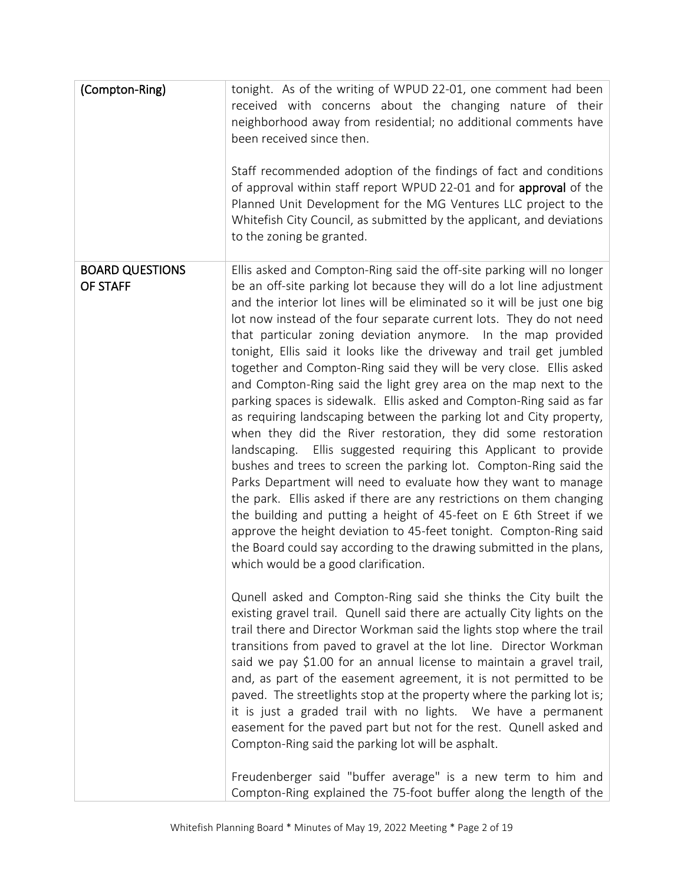| | |
|---|---|
| (Compton-Ring) | tonight. As of the writing of WPUD 22-01, one comment had been received with concerns about the changing nature of their neighborhood away from residential; no additional comments have been received since then.<br><br>Staff recommended adoption of the findings of fact and conditions of approval within staff report WPUD 22-01 and for **approval** of the Planned Unit Development for the MG Ventures LLC project to the Whitefish City Council, as submitted by the applicant, and deviations to the zoning be granted. |
| BOARD QUESTIONS OF STAFF | Ellis asked and Compton-Ring said the off-site parking will no longer be an off-site parking lot because they will do a lot line adjustment and the interior lot lines will be eliminated so it will be just one big lot now instead of the four separate current lots. They do not need that particular zoning deviation anymore. In the map provided tonight, Ellis said it looks like the driveway and trail get jumbled together and Compton-Ring said they will be very close. Ellis asked and Compton-Ring said the light grey area on the map next to the parking spaces is sidewalk. Ellis asked and Compton-Ring said as far as requiring landscaping between the parking lot and City property, when they did the River restoration, they did some restoration landscaping. Ellis suggested requiring this Applicant to provide bushes and trees to screen the parking lot. Compton-Ring said the Parks Department will need to evaluate how they want to manage the park. Ellis asked if there are any restrictions on them changing the building and putting a height of 45-feet on E 6th Street if we approve the height deviation to 45-feet tonight. Compton-Ring said the Board could say according to the drawing submitted in the plans, which would be a good clarification.<br><br>Qunell asked and Compton-Ring said she thinks the City built the existing gravel trail. Qunell said there are actually City lights on the trail there and Director Workman said the lights stop where the trail transitions from paved to gravel at the lot line. Director Workman said we pay $1.00 for an annual license to maintain a gravel trail, and, as part of the easement agreement, it is not permitted to be paved. The streetlights stop at the property where the parking lot is; it is just a graded trail with no lights. We have a permanent easement for the paved part but not for the rest. Qunell asked and Compton-Ring said the parking lot will be asphalt.<br><br>Freudenberger said "buffer average" is a new term to him and Compton-Ring explained the 75-foot buffer along the length of the |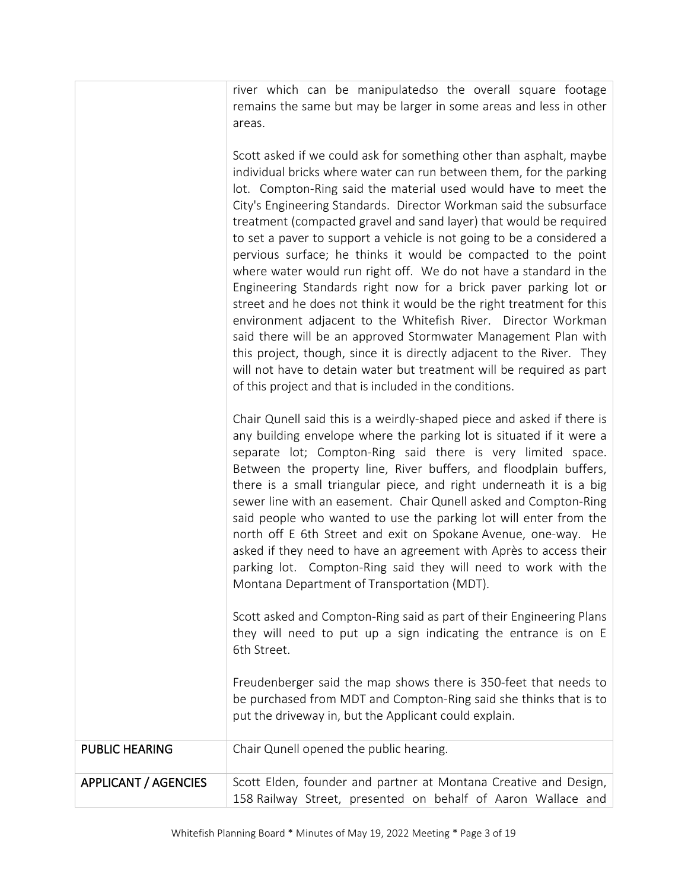|  |  |
| --- | --- |
|  | river which can be manipulatedso the overall square footage remains the same but may be larger in some areas and less in other areas.<br><br>Scott asked if we could ask for something other than asphalt, maybe individual bricks where water can run between them, for the parking lot. Compton-Ring said the material used would have to meet the City's Engineering Standards. Director Workman said the subsurface treatment (compacted gravel and sand layer) that would be required to set a paver to support a vehicle is not going to be a considered a pervious surface; he thinks it would be compacted to the point where water would run right off. We do not have a standard in the Engineering Standards right now for a brick paver parking lot or street and he does not think it would be the right treatment for this environment adjacent to the Whitefish River. Director Workman said there will be an approved Stormwater Management Plan with this project, though, since it is directly adjacent to the River. They will not have to detain water but treatment will be required as part of this project and that is included in the conditions.<br><br>Chair Qunell said this is a weirdly-shaped piece and asked if there is any building envelope where the parking lot is situated if it were a separate lot; Compton-Ring said there is very limited space. Between the property line, River buffers, and floodplain buffers, there is a small triangular piece, and right underneath it is a big sewer line with an easement. Chair Qunell asked and Compton-Ring said people who wanted to use the parking lot will enter from the north off E 6th Street and exit on Spokane Avenue, one-way. He asked if they need to have an agreement with Après to access their parking lot. Compton-Ring said they will need to work with the Montana Department of Transportation (MDT).<br><br>Scott asked and Compton-Ring said as part of their Engineering Plans they will need to put up a sign indicating the entrance is on E 6th Street.<br><br>Freudenberger said the map shows there is 350-feet that needs to be purchased from MDT and Compton-Ring said she thinks that is to put the driveway in, but the Applicant could explain. |
| PUBLIC HEARING | Chair Qunell opened the public hearing. |
| APPLICANT / AGENCIES | Scott Elden, founder and partner at Montana Creative and Design, 158 Railway Street, presented on behalf of Aaron Wallace and |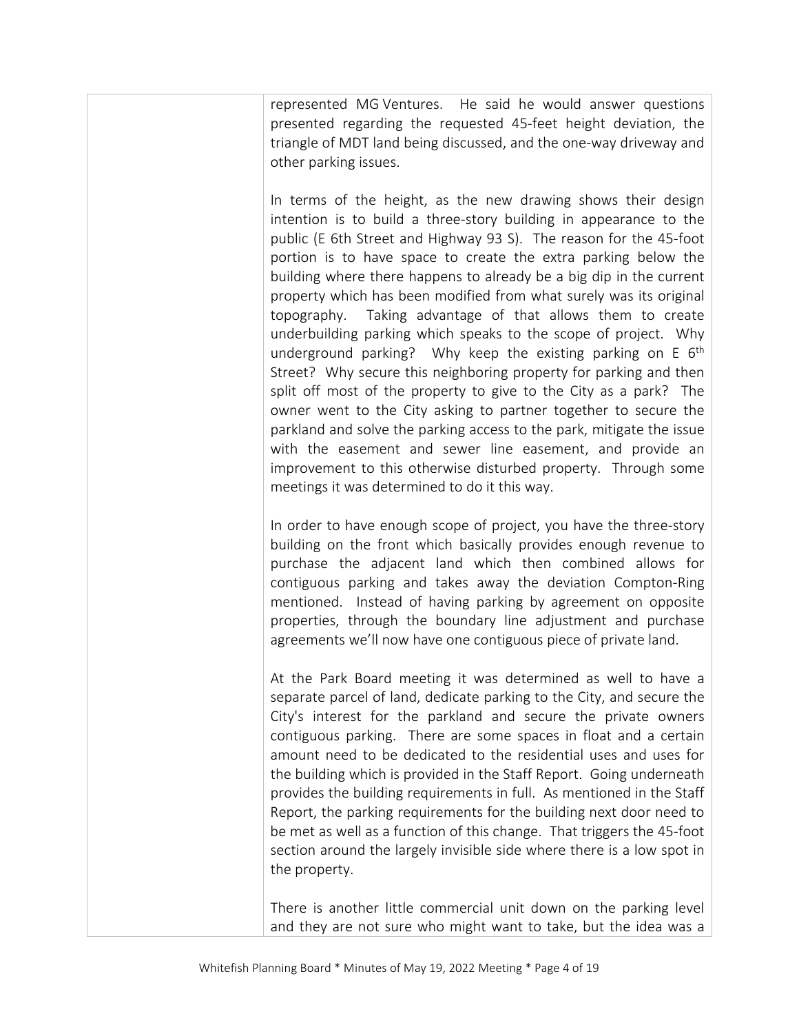represented MG Ventures. He said he would answer questions presented regarding the requested 45-feet height deviation, the triangle of MDT land being discussed, and the one-way driveway and other parking issues.

In terms of the height, as the new drawing shows their design intention is to build a three-story building in appearance to the public (E 6th Street and Highway 93 S). The reason for the 45-foot portion is to have space to create the extra parking below the building where there happens to already be a big dip in the current property which has been modified from what surely was its original topography. Taking advantage of that allows them to create underbuilding parking which speaks to the scope of project. Why underground parking? Why keep the existing parking on E 6th Street? Why secure this neighboring property for parking and then split off most of the property to give to the City as a park? The owner went to the City asking to partner together to secure the parkland and solve the parking access to the park, mitigate the issue with the easement and sewer line easement, and provide an improvement to this otherwise disturbed property. Through some meetings it was determined to do it this way.

In order to have enough scope of project, you have the three-story building on the front which basically provides enough revenue to purchase the adjacent land which then combined allows for contiguous parking and takes away the deviation Compton-Ring mentioned. Instead of having parking by agreement on opposite properties, through the boundary line adjustment and purchase agreements we'll now have one contiguous piece of private land.

At the Park Board meeting it was determined as well to have a separate parcel of land, dedicate parking to the City, and secure the City's interest for the parkland and secure the private owners contiguous parking. There are some spaces in float and a certain amount need to be dedicated to the residential uses and uses for the building which is provided in the Staff Report. Going underneath provides the building requirements in full. As mentioned in the Staff Report, the parking requirements for the building next door need to be met as well as a function of this change. That triggers the 45-foot section around the largely invisible side where there is a low spot in the property.

There is another little commercial unit down on the parking level and they are not sure who might want to take, but the idea was a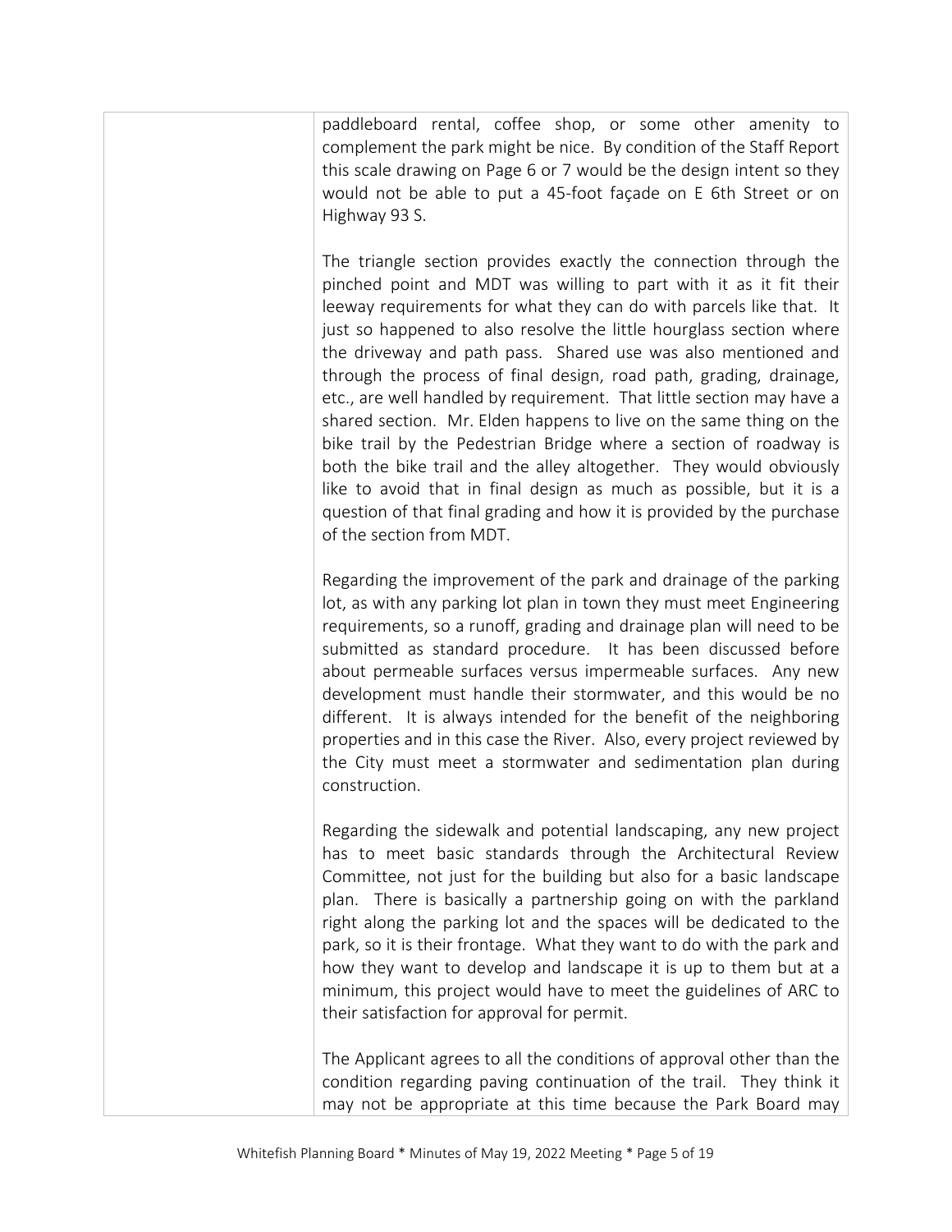paddleboard rental, coffee shop, or some other amenity to complement the park might be nice. By condition of the Staff Report this scale drawing on Page 6 or 7 would be the design intent so they would not be able to put a 45-foot façade on E 6th Street or on Highway 93 S.

The triangle section provides exactly the connection through the pinched point and MDT was willing to part with it as it fit their leeway requirements for what they can do with parcels like that. It just so happened to also resolve the little hourglass section where the driveway and path pass. Shared use was also mentioned and through the process of final design, road path, grading, drainage, etc., are well handled by requirement. That little section may have a shared section. Mr. Elden happens to live on the same thing on the bike trail by the Pedestrian Bridge where a section of roadway is both the bike trail and the alley altogether. They would obviously like to avoid that in final design as much as possible, but it is a question of that final grading and how it is provided by the purchase of the section from MDT.

Regarding the improvement of the park and drainage of the parking lot, as with any parking lot plan in town they must meet Engineering requirements, so a runoff, grading and drainage plan will need to be submitted as standard procedure. It has been discussed before about permeable surfaces versus impermeable surfaces. Any new development must handle their stormwater, and this would be no different. It is always intended for the benefit of the neighboring properties and in this case the River. Also, every project reviewed by the City must meet a stormwater and sedimentation plan during construction.

Regarding the sidewalk and potential landscaping, any new project has to meet basic standards through the Architectural Review Committee, not just for the building but also for a basic landscape plan. There is basically a partnership going on with the parkland right along the parking lot and the spaces will be dedicated to the park, so it is their frontage. What they want to do with the park and how they want to develop and landscape it is up to them but at a minimum, this project would have to meet the guidelines of ARC to their satisfaction for approval for permit.

The Applicant agrees to all the conditions of approval other than the condition regarding paving continuation of the trail. They think it may not be appropriate at this time because the Park Board may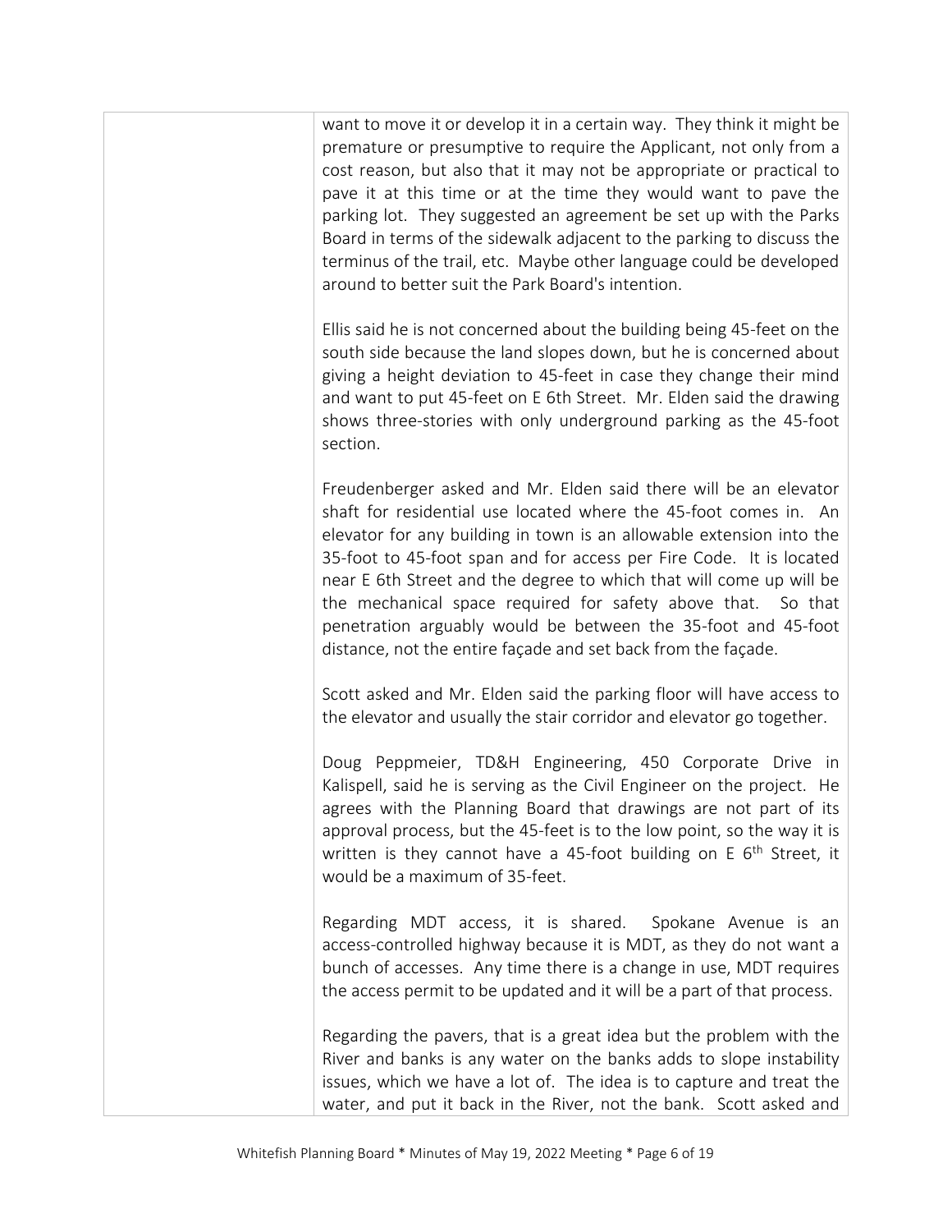want to move it or develop it in a certain way. They think it might be premature or presumptive to require the Applicant, not only from a cost reason, but also that it may not be appropriate or practical to pave it at this time or at the time they would want to pave the parking lot. They suggested an agreement be set up with the Parks Board in terms of the sidewalk adjacent to the parking to discuss the terminus of the trail, etc. Maybe other language could be developed around to better suit the Park Board's intention.

Ellis said he is not concerned about the building being 45-feet on the south side because the land slopes down, but he is concerned about giving a height deviation to 45-feet in case they change their mind and want to put 45-feet on E 6th Street. Mr. Elden said the drawing shows three-stories with only underground parking as the 45-foot section.

Freudenberger asked and Mr. Elden said there will be an elevator shaft for residential use located where the 45-foot comes in. An elevator for any building in town is an allowable extension into the 35-foot to 45-foot span and for access per Fire Code. It is located near E 6th Street and the degree to which that will come up will be the mechanical space required for safety above that. So that penetration arguably would be between the 35-foot and 45-foot distance, not the entire façade and set back from the façade.

Scott asked and Mr. Elden said the parking floor will have access to the elevator and usually the stair corridor and elevator go together.

Doug Peppmeier, TD&H Engineering, 450 Corporate Drive in Kalispell, said he is serving as the Civil Engineer on the project. He agrees with the Planning Board that drawings are not part of its approval process, but the 45-feet is to the low point, so the way it is written is they cannot have a 45-foot building on E 6th Street, it would be a maximum of 35-feet.

Regarding MDT access, it is shared. Spokane Avenue is an access-controlled highway because it is MDT, as they do not want a bunch of accesses. Any time there is a change in use, MDT requires the access permit to be updated and it will be a part of that process.

Regarding the pavers, that is a great idea but the problem with the River and banks is any water on the banks adds to slope instability issues, which we have a lot of. The idea is to capture and treat the water, and put it back in the River, not the bank. Scott asked and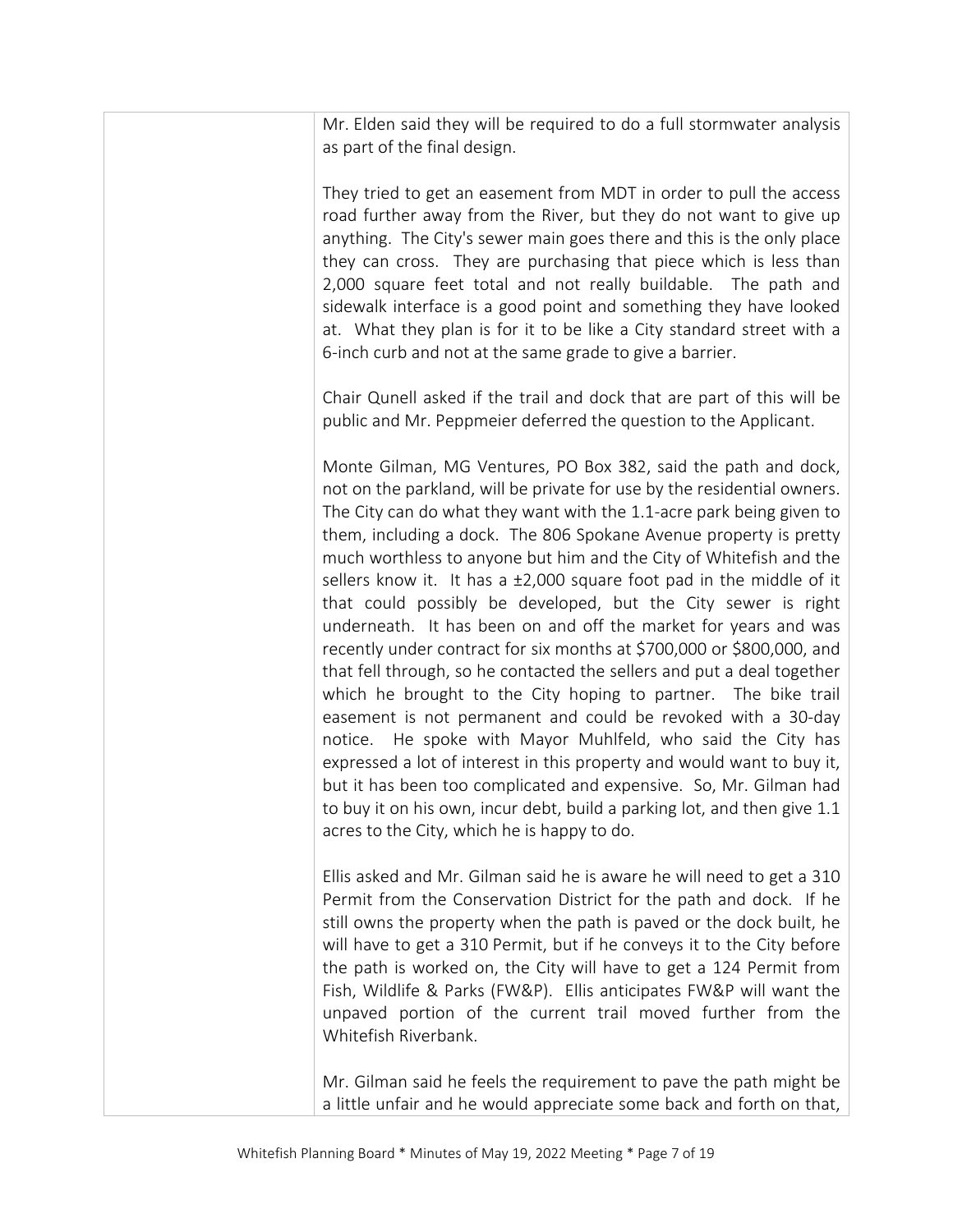Mr. Elden said they will be required to do a full stormwater analysis as part of the final design.

They tried to get an easement from MDT in order to pull the access road further away from the River, but they do not want to give up anything. The City's sewer main goes there and this is the only place they can cross. They are purchasing that piece which is less than 2,000 square feet total and not really buildable. The path and sidewalk interface is a good point and something they have looked at. What they plan is for it to be like a City standard street with a 6-inch curb and not at the same grade to give a barrier.

Chair Qunell asked if the trail and dock that are part of this will be public and Mr. Peppmeier deferred the question to the Applicant.

Monte Gilman, MG Ventures, PO Box 382, said the path and dock, not on the parkland, will be private for use by the residential owners. The City can do what they want with the 1.1-acre park being given to them, including a dock. The 806 Spokane Avenue property is pretty much worthless to anyone but him and the City of Whitefish and the sellers know it. It has a ±2,000 square foot pad in the middle of it that could possibly be developed, but the City sewer is right underneath. It has been on and off the market for years and was recently under contract for six months at $700,000 or $800,000, and that fell through, so he contacted the sellers and put a deal together which he brought to the City hoping to partner. The bike trail easement is not permanent and could be revoked with a 30-day notice. He spoke with Mayor Muhlfeld, who said the City has expressed a lot of interest in this property and would want to buy it, but it has been too complicated and expensive. So, Mr. Gilman had to buy it on his own, incur debt, build a parking lot, and then give 1.1 acres to the City, which he is happy to do.

Ellis asked and Mr. Gilman said he is aware he will need to get a 310 Permit from the Conservation District for the path and dock. If he still owns the property when the path is paved or the dock built, he will have to get a 310 Permit, but if he conveys it to the City before the path is worked on, the City will have to get a 124 Permit from Fish, Wildlife & Parks (FW&P). Ellis anticipates FW&P will want the unpaved portion of the current trail moved further from the Whitefish Riverbank.

Mr. Gilman said he feels the requirement to pave the path might be a little unfair and he would appreciate some back and forth on that,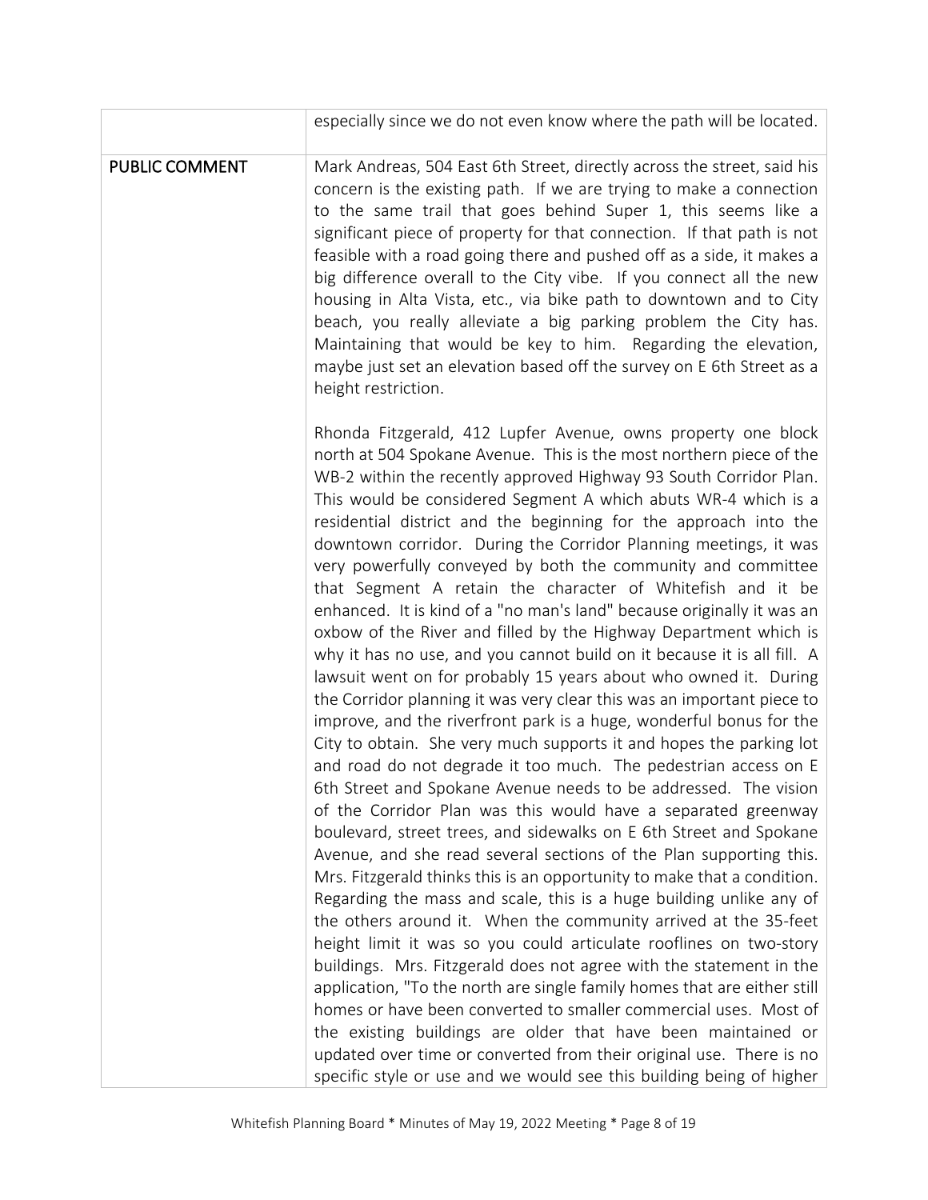| | |
|---|---|
| | especially since we do not even know where the path will be located. |
| PUBLIC COMMENT | Mark Andreas, 504 East 6th Street, directly across the street, said his concern is the existing path. If we are trying to make a connection to the same trail that goes behind Super 1, this seems like a significant piece of property for that connection. If that path is not feasible with a road going there and pushed off as a side, it makes a big difference overall to the City vibe. If you connect all the new housing in Alta Vista, etc., via bike path to downtown and to City beach, you really alleviate a big parking problem the City has. Maintaining that would be key to him. Regarding the elevation, maybe just set an elevation based off the survey on E 6th Street as a height restriction.<br><br>Rhonda Fitzgerald, 412 Lupfer Avenue, owns property one block north at 504 Spokane Avenue. This is the most northern piece of the WB-2 within the recently approved Highway 93 South Corridor Plan. This would be considered Segment A which abuts WR-4 which is a residential district and the beginning for the approach into the downtown corridor. During the Corridor Planning meetings, it was very powerfully conveyed by both the community and committee that Segment A retain the character of Whitefish and it be enhanced. It is kind of a "no man's land" because originally it was an oxbow of the River and filled by the Highway Department which is why it has no use, and you cannot build on it because it is all fill. A lawsuit went on for probably 15 years about who owned it. During the Corridor planning it was very clear this was an important piece to improve, and the riverfront park is a huge, wonderful bonus for the City to obtain. She very much supports it and hopes the parking lot and road do not degrade it too much. The pedestrian access on E 6th Street and Spokane Avenue needs to be addressed. The vision of the Corridor Plan was this would have a separated greenway boulevard, street trees, and sidewalks on E 6th Street and Spokane Avenue, and she read several sections of the Plan supporting this. Mrs. Fitzgerald thinks this is an opportunity to make that a condition. Regarding the mass and scale, this is a huge building unlike any of the others around it. When the community arrived at the 35-feet height limit it was so you could articulate rooflines on two-story buildings. Mrs. Fitzgerald does not agree with the statement in the application, "To the north are single family homes that are either still homes or have been converted to smaller commercial uses. Most of the existing buildings are older that have been maintained or updated over time or converted from their original use. There is no specific style or use and we would see this building being of higher |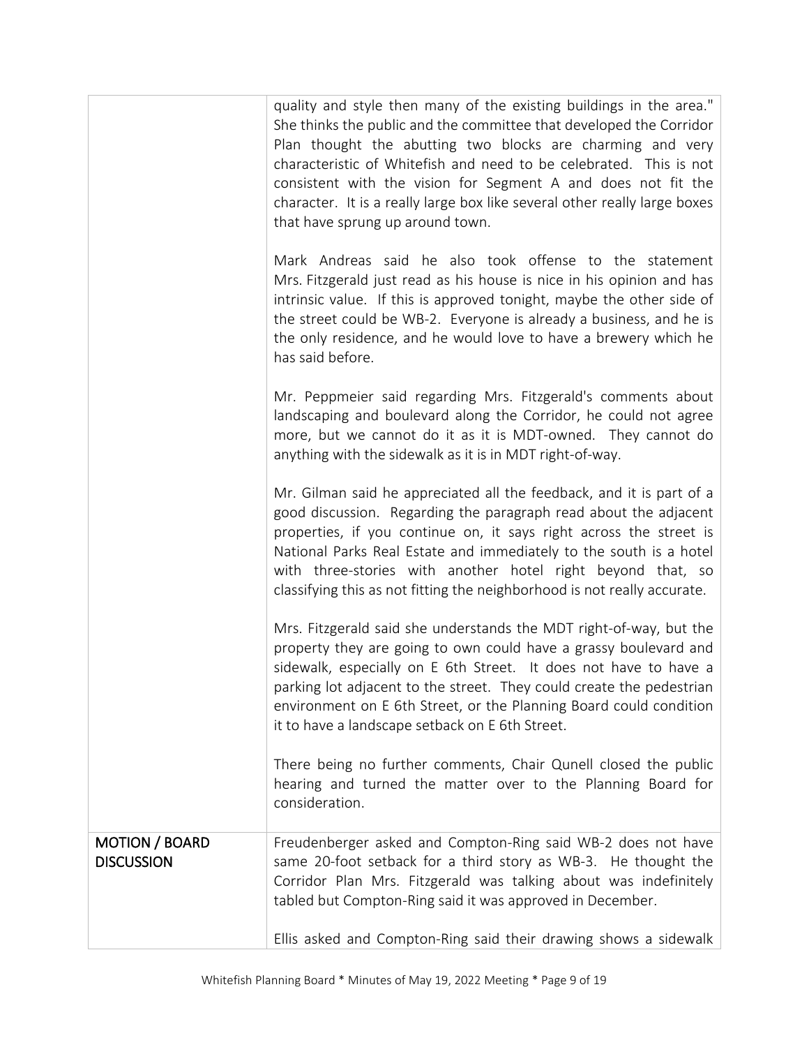| | |
|---|---|
| | quality and style then many of the existing buildings in the area." She thinks the public and the committee that developed the Corridor Plan thought the abutting two blocks are charming and very characteristic of Whitefish and need to be celebrated. This is not consistent with the vision for Segment A and does not fit the character. It is a really large box like several other really large boxes that have sprung up around town.<br><br>Mark Andreas said he also took offense to the statement Mrs. Fitzgerald just read as his house is nice in his opinion and has intrinsic value. If this is approved tonight, maybe the other side of the street could be WB-2. Everyone is already a business, and he is the only residence, and he would love to have a brewery which he has said before.<br><br>Mr. Peppmeier said regarding Mrs. Fitzgerald's comments about landscaping and boulevard along the Corridor, he could not agree more, but we cannot do it as it is MDT-owned. They cannot do anything with the sidewalk as it is in MDT right-of-way.<br><br>Mr. Gilman said he appreciated all the feedback, and it is part of a good discussion. Regarding the paragraph read about the adjacent properties, if you continue on, it says right across the street is National Parks Real Estate and immediately to the south is a hotel with three-stories with another hotel right beyond that, so classifying this as not fitting the neighborhood is not really accurate.<br><br>Mrs. Fitzgerald said she understands the MDT right-of-way, but the property they are going to own could have a grassy boulevard and sidewalk, especially on E 6th Street. It does not have to have a parking lot adjacent to the street. They could create the pedestrian environment on E 6th Street, or the Planning Board could condition it to have a landscape setback on E 6th Street.<br><br>There being no further comments, Chair Qunell closed the public hearing and turned the matter over to the Planning Board for consideration. |
| **MOTION / BOARD DISCUSSION** | Freudenberger asked and Compton-Ring said WB-2 does not have same 20-foot setback for a third story as WB-3. He thought the Corridor Plan Mrs. Fitzgerald was talking about was indefinitely tabled but Compton-Ring said it was approved in December.<br><br>Ellis asked and Compton-Ring said their drawing shows a sidewalk |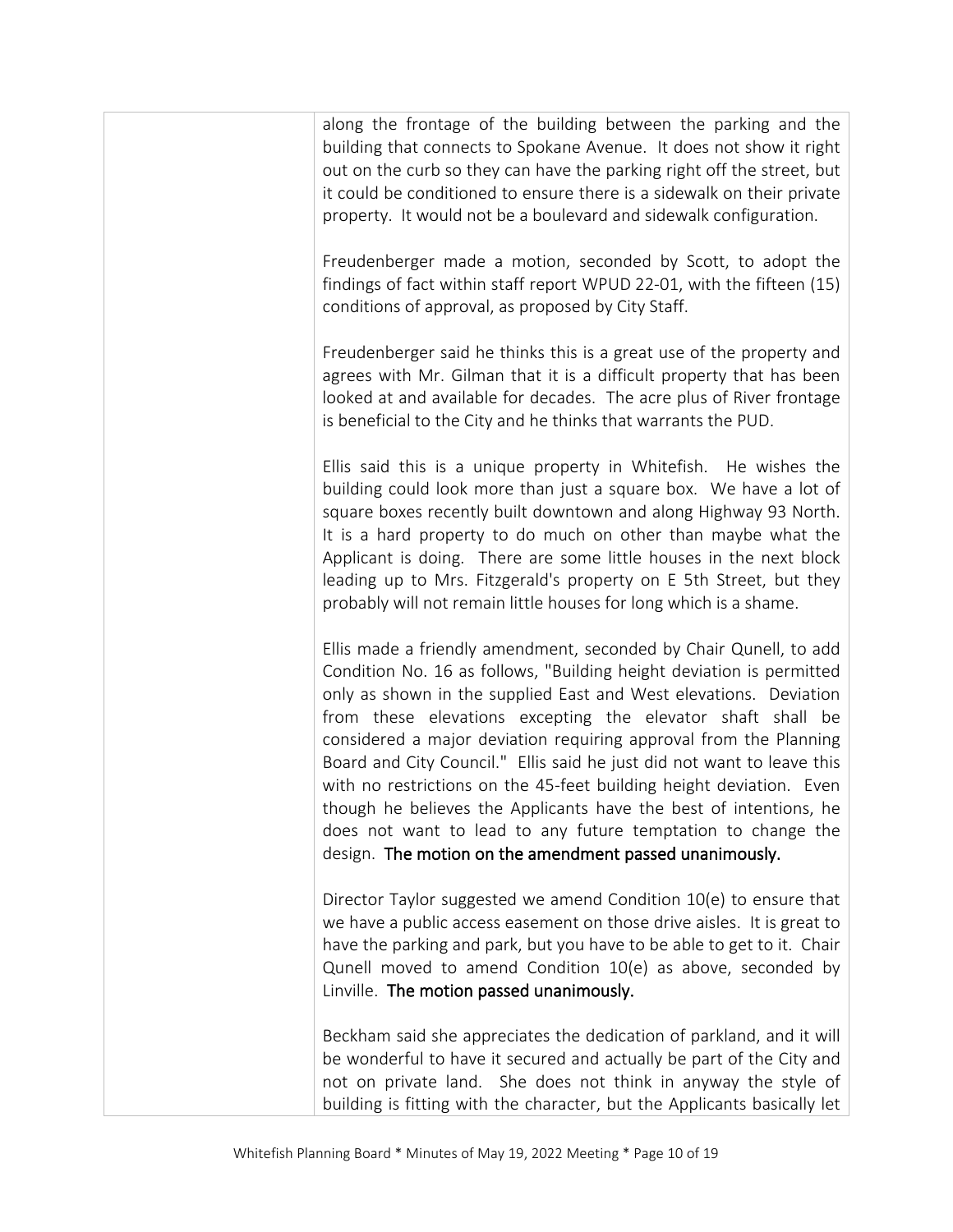along the frontage of the building between the parking and the building that connects to Spokane Avenue. It does not show it right out on the curb so they can have the parking right off the street, but it could be conditioned to ensure there is a sidewalk on their private property. It would not be a boulevard and sidewalk configuration.

Freudenberger made a motion, seconded by Scott, to adopt the findings of fact within staff report WPUD 22-01, with the fifteen (15) conditions of approval, as proposed by City Staff.

Freudenberger said he thinks this is a great use of the property and agrees with Mr. Gilman that it is a difficult property that has been looked at and available for decades. The acre plus of River frontage is beneficial to the City and he thinks that warrants the PUD.

Ellis said this is a unique property in Whitefish. He wishes the building could look more than just a square box. We have a lot of square boxes recently built downtown and along Highway 93 North. It is a hard property to do much on other than maybe what the Applicant is doing. There are some little houses in the next block leading up to Mrs. Fitzgerald's property on E 5th Street, but they probably will not remain little houses for long which is a shame.

Ellis made a friendly amendment, seconded by Chair Qunell, to add Condition No. 16 as follows, "Building height deviation is permitted only as shown in the supplied East and West elevations. Deviation from these elevations excepting the elevator shaft shall be considered a major deviation requiring approval from the Planning Board and City Council." Ellis said he just did not want to leave this with no restrictions on the 45-feet building height deviation. Even though he believes the Applicants have the best of intentions, he does not want to lead to any future temptation to change the design. **The motion on the amendment passed unanimously.**

Director Taylor suggested we amend Condition 10(e) to ensure that we have a public access easement on those drive aisles. It is great to have the parking and park, but you have to be able to get to it. Chair Qunell moved to amend Condition 10(e) as above, seconded by Linville. **The motion passed unanimously.**

Beckham said she appreciates the dedication of parkland, and it will be wonderful to have it secured and actually be part of the City and not on private land. She does not think in anyway the style of building is fitting with the character, but the Applicants basically let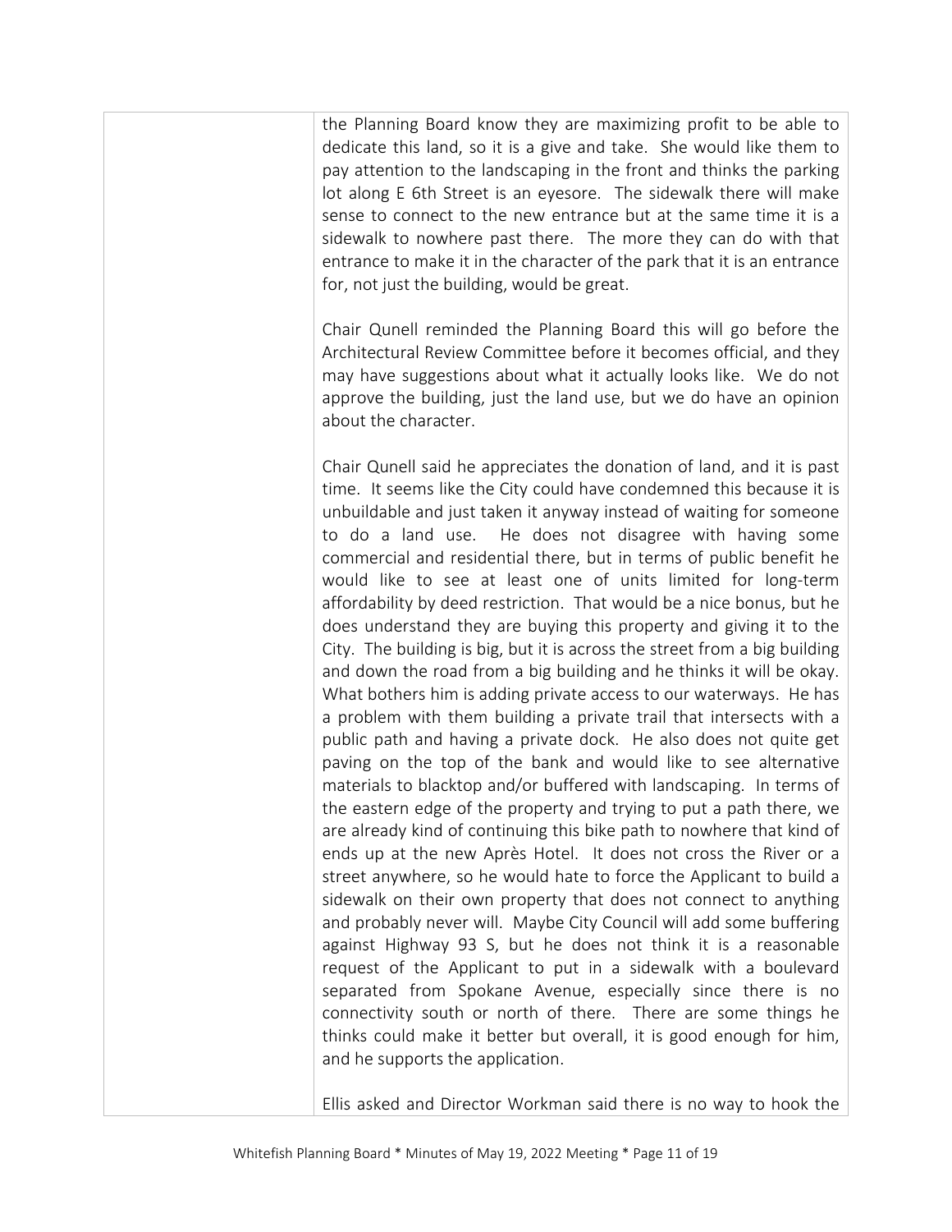the Planning Board know they are maximizing profit to be able to dedicate this land, so it is a give and take. She would like them to pay attention to the landscaping in the front and thinks the parking lot along E 6th Street is an eyesore. The sidewalk there will make sense to connect to the new entrance but at the same time it is a sidewalk to nowhere past there. The more they can do with that entrance to make it in the character of the park that it is an entrance for, not just the building, would be great.

Chair Qunell reminded the Planning Board this will go before the Architectural Review Committee before it becomes official, and they may have suggestions about what it actually looks like. We do not approve the building, just the land use, but we do have an opinion about the character.

Chair Qunell said he appreciates the donation of land, and it is past time. It seems like the City could have condemned this because it is unbuildable and just taken it anyway instead of waiting for someone to do a land use. He does not disagree with having some commercial and residential there, but in terms of public benefit he would like to see at least one of units limited for long-term affordability by deed restriction. That would be a nice bonus, but he does understand they are buying this property and giving it to the City. The building is big, but it is across the street from a big building and down the road from a big building and he thinks it will be okay. What bothers him is adding private access to our waterways. He has a problem with them building a private trail that intersects with a public path and having a private dock. He also does not quite get paving on the top of the bank and would like to see alternative materials to blacktop and/or buffered with landscaping. In terms of the eastern edge of the property and trying to put a path there, we are already kind of continuing this bike path to nowhere that kind of ends up at the new Après Hotel. It does not cross the River or a street anywhere, so he would hate to force the Applicant to build a sidewalk on their own property that does not connect to anything and probably never will. Maybe City Council will add some buffering against Highway 93 S, but he does not think it is a reasonable request of the Applicant to put in a sidewalk with a boulevard separated from Spokane Avenue, especially since there is no connectivity south or north of there. There are some things he thinks could make it better but overall, it is good enough for him, and he supports the application.

Ellis asked and Director Workman said there is no way to hook the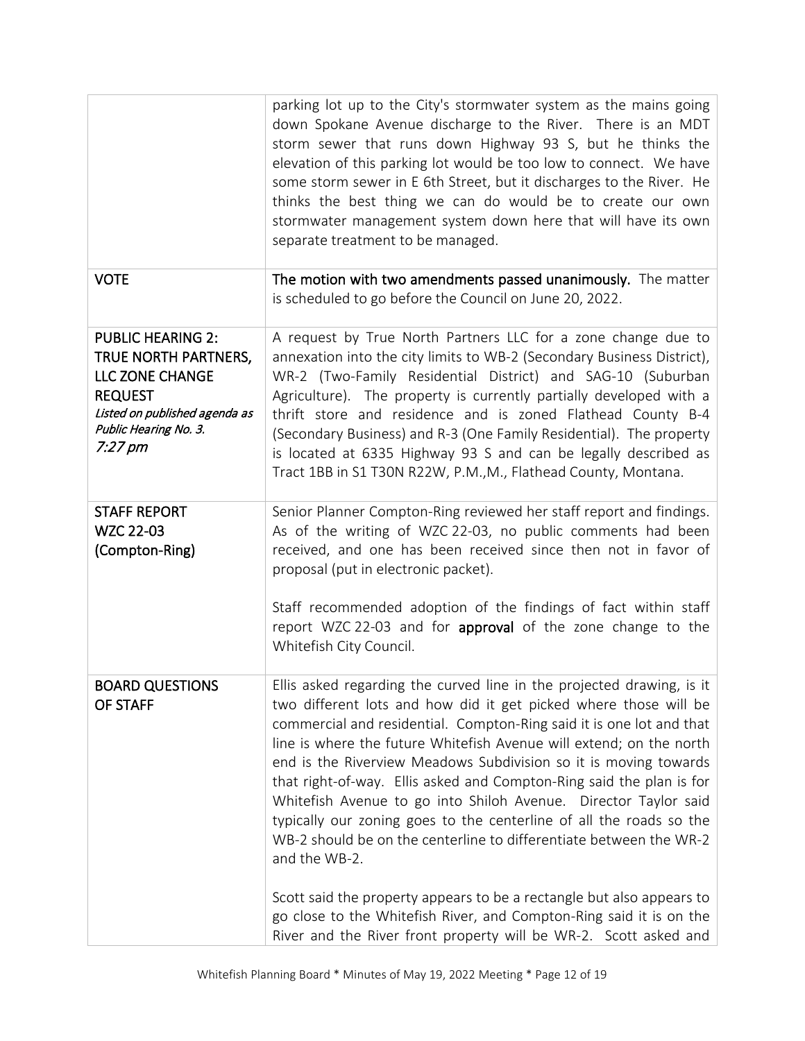| | |
|---|---|
| | parking lot up to the City's stormwater system as the mains going down Spokane Avenue discharge to the River. There is an MDT storm sewer that runs down Highway 93 S, but he thinks the elevation of this parking lot would be too low to connect. We have some storm sewer in E 6th Street, but it discharges to the River. He thinks the best thing we can do would be to create our own stormwater management system down here that will have its own separate treatment to be managed. |
| VOTE | **The motion with two amendments passed unanimously.** The matter is scheduled to go before the Council on June 20, 2022. |
| PUBLIC HEARING 2: TRUE NORTH PARTNERS, LLC ZONE CHANGE REQUEST *Listed on published agenda as Public Hearing No. 3.* *7:27 pm* | A request by True North Partners LLC for a zone change due to annexation into the city limits to WB-2 (Secondary Business District), WR-2 (Two-Family Residential District) and SAG-10 (Suburban Agriculture). The property is currently partially developed with a thrift store and residence and is zoned Flathead County B-4 (Secondary Business) and R-3 (One Family Residential). The property is located at 6335 Highway 93 S and can be legally described as Tract 1BB in S1 T30N R22W, P.M.,M., Flathead County, Montana. |
| STAFF REPORT WZC 22-03 (Compton-Ring) | Senior Planner Compton-Ring reviewed her staff report and findings. As of the writing of WZC 22-03, no public comments had been received, and one has been received since then not in favor of proposal (put in electronic packet).<br><br>Staff recommended adoption of the findings of fact within staff report WZC 22-03 and for **approval** of the zone change to the Whitefish City Council. |
| BOARD QUESTIONS OF STAFF | Ellis asked regarding the curved line in the projected drawing, is it two different lots and how did it get picked where those will be commercial and residential. Compton-Ring said it is one lot and that line is where the future Whitefish Avenue will extend; on the north end is the Riverview Meadows Subdivision so it is moving towards that right-of-way. Ellis asked and Compton-Ring said the plan is for Whitefish Avenue to go into Shiloh Avenue. Director Taylor said typically our zoning goes to the centerline of all the roads so the WB-2 should be on the centerline to differentiate between the WR-2 and the WB-2.<br><br>Scott said the property appears to be a rectangle but also appears to go close to the Whitefish River, and Compton-Ring said it is on the River and the River front property will be WR-2. Scott asked and |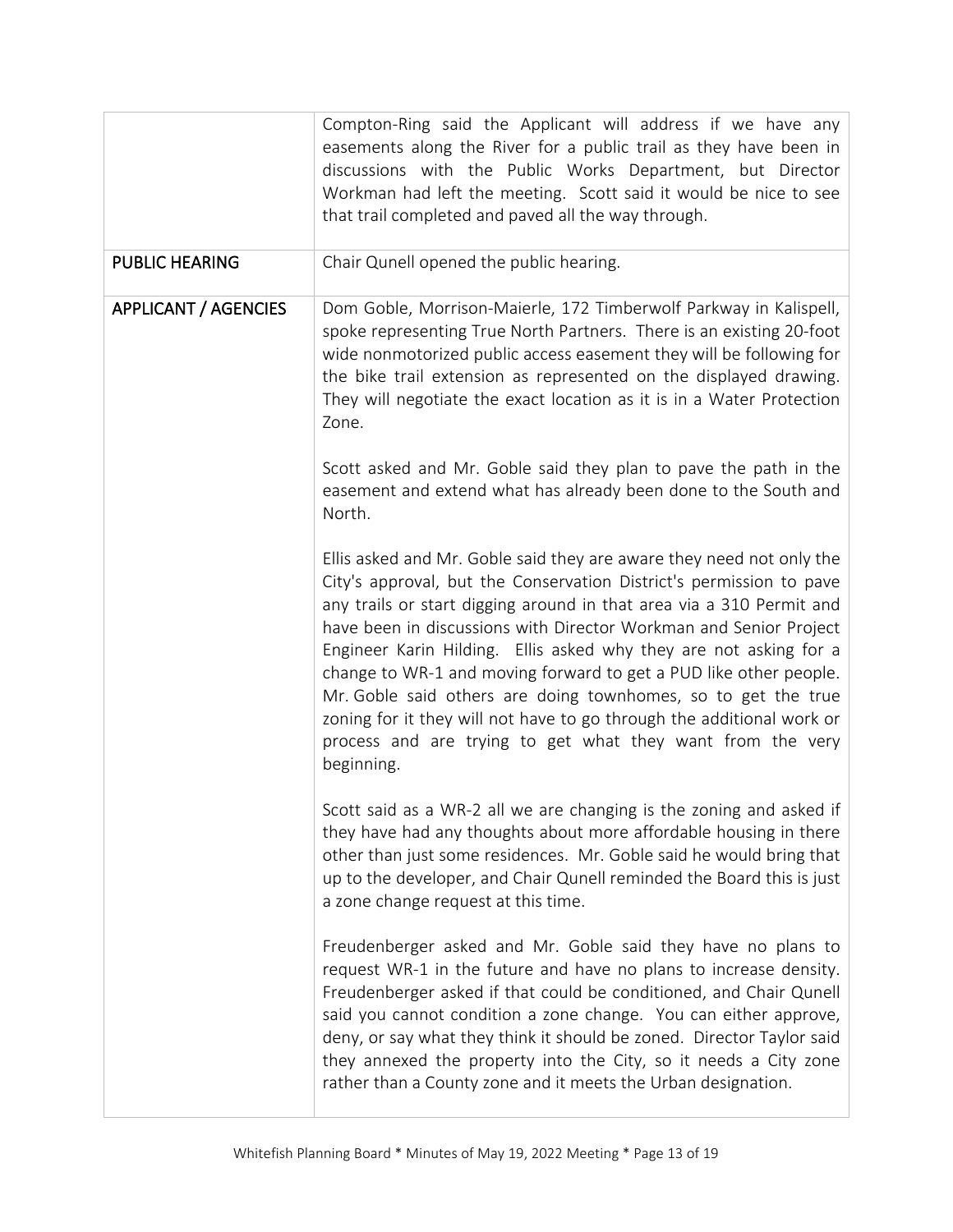| | |
|---|---|
| | Compton-Ring said the Applicant will address if we have any easements along the River for a public trail as they have been in discussions with the Public Works Department, but Director Workman had left the meeting. Scott said it would be nice to see that trail completed and paved all the way through. |
| PUBLIC HEARING | Chair Qunell opened the public hearing. |
| APPLICANT / AGENCIES | Dom Goble, Morrison-Maierle, 172 Timberwolf Parkway in Kalispell, spoke representing True North Partners. There is an existing 20-foot wide nonmotorized public access easement they will be following for the bike trail extension as represented on the displayed drawing. They will negotiate the exact location as it is in a Water Protection Zone.<br><br>Scott asked and Mr. Goble said they plan to pave the path in the easement and extend what has already been done to the South and North.<br><br>Ellis asked and Mr. Goble said they are aware they need not only the City's approval, but the Conservation District's permission to pave any trails or start digging around in that area via a 310 Permit and have been in discussions with Director Workman and Senior Project Engineer Karin Hilding. Ellis asked why they are not asking for a change to WR-1 and moving forward to get a PUD like other people. Mr. Goble said others are doing townhomes, so to get the true zoning for it they will not have to go through the additional work or process and are trying to get what they want from the very beginning.<br><br>Scott said as a WR-2 all we are changing is the zoning and asked if they have had any thoughts about more affordable housing in there other than just some residences. Mr. Goble said he would bring that up to the developer, and Chair Qunell reminded the Board this is just a zone change request at this time.<br><br>Freudenberger asked and Mr. Goble said they have no plans to request WR-1 in the future and have no plans to increase density. Freudenberger asked if that could be conditioned, and Chair Qunell said you cannot condition a zone change. You can either approve, deny, or say what they think it should be zoned. Director Taylor said they annexed the property into the City, so it needs a City zone rather than a County zone and it meets the Urban designation. |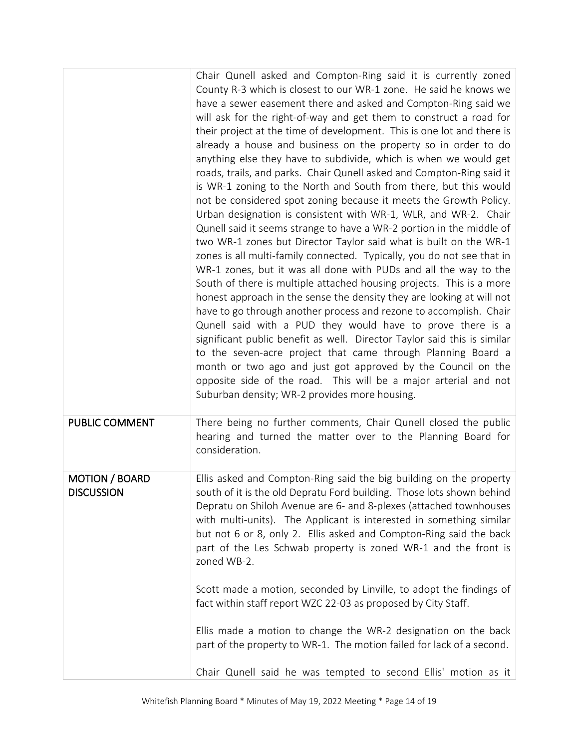| | |
|---|---|
| | Chair Qunell asked and Compton-Ring said it is currently zoned County R-3 which is closest to our WR-1 zone. He said he knows we have a sewer easement there and asked and Compton-Ring said we will ask for the right-of-way and get them to construct a road for their project at the time of development. This is one lot and there is already a house and business on the property so in order to do anything else they have to subdivide, which is when we would get roads, trails, and parks. Chair Qunell asked and Compton-Ring said it is WR-1 zoning to the North and South from there, but this would not be considered spot zoning because it meets the Growth Policy. Urban designation is consistent with WR-1, WLR, and WR-2. Chair Qunell said it seems strange to have a WR-2 portion in the middle of two WR-1 zones but Director Taylor said what is built on the WR-1 zones is all multi-family connected. Typically, you do not see that in WR-1 zones, but it was all done with PUDs and all the way to the South of there is multiple attached housing projects. This is a more honest approach in the sense the density they are looking at will not have to go through another process and rezone to accomplish. Chair Qunell said with a PUD they would have to prove there is a significant public benefit as well. Director Taylor said this is similar to the seven-acre project that came through Planning Board a month or two ago and just got approved by the Council on the opposite side of the road. This will be a major arterial and not Suburban density; WR-2 provides more housing. |
| **PUBLIC COMMENT** | There being no further comments, Chair Qunell closed the public hearing and turned the matter over to the Planning Board for consideration. |
| **MOTION / BOARD DISCUSSION** | Ellis asked and Compton-Ring said the big building on the property south of it is the old Depratu Ford building. Those lots shown behind Depratu on Shiloh Avenue are 6- and 8-plexes (attached townhouses with multi-units). The Applicant is interested in something similar but not 6 or 8, only 2. Ellis asked and Compton-Ring said the back part of the Les Schwab property is zoned WR-1 and the front is zoned WB-2.<br><br>Scott made a motion, seconded by Linville, to adopt the findings of fact within staff report WZC 22-03 as proposed by City Staff.<br><br>Ellis made a motion to change the WR-2 designation on the back part of the property to WR-1. The motion failed for lack of a second.<br><br>Chair Qunell said he was tempted to second Ellis' motion as it |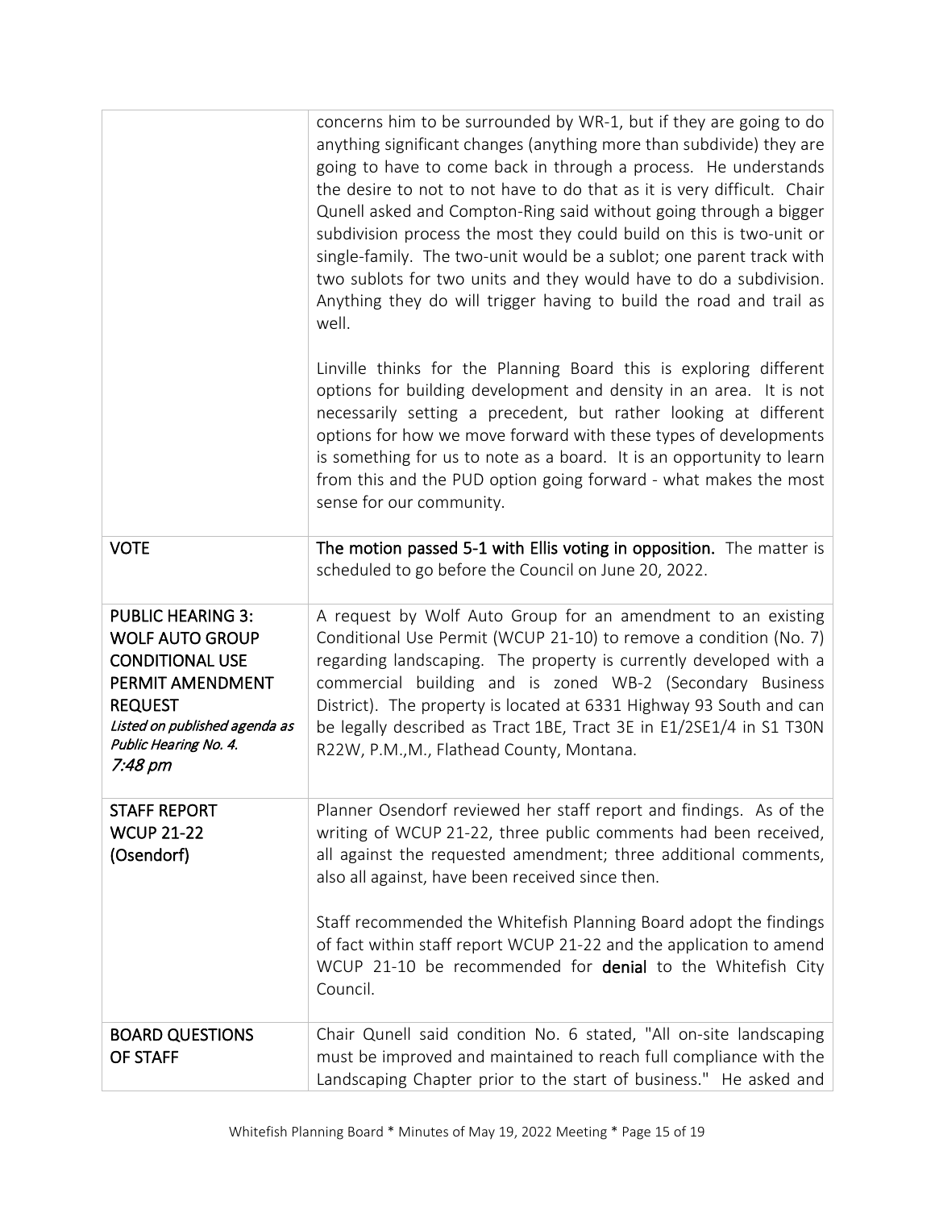| | |
|---|---|
| | concerns him to be surrounded by WR-1, but if they are going to do anything significant changes (anything more than subdivide) they are going to have to come back in through a process. He understands the desire to not to not have to do that as it is very difficult. Chair Qunell asked and Compton-Ring said without going through a bigger subdivision process the most they could build on this is two-unit or single-family. The two-unit would be a sublot; one parent track with two sublots for two units and they would have to do a subdivision. Anything they do will trigger having to build the road and trail as well.<br><br>Linville thinks for the Planning Board this is exploring different options for building development and density in an area. It is not necessarily setting a precedent, but rather looking at different options for how we move forward with these types of developments is something for us to note as a board. It is an opportunity to learn from this and the PUD option going forward - what makes the most sense for our community. |
| VOTE | **The motion passed 5-1 with Ellis voting in opposition.** The matter is scheduled to go before the Council on June 20, 2022. |
| **PUBLIC HEARING 3: WOLF AUTO GROUP CONDITIONAL USE PERMIT AMENDMENT REQUEST**<br>*Listed on published agenda as Public Hearing No. 4.*<br>*7:48 pm* | A request by Wolf Auto Group for an amendment to an existing Conditional Use Permit (WCUP 21-10) to remove a condition (No. 7) regarding landscaping. The property is currently developed with a commercial building and is zoned WB-2 (Secondary Business District). The property is located at 6331 Highway 93 South and can be legally described as Tract 1BE, Tract 3E in E1/2SE1/4 in S1 T30N R22W, P.M.,M., Flathead County, Montana. |
| **STAFF REPORT WCUP 21-22 (Osendorf)** | Planner Osendorf reviewed her staff report and findings. As of the writing of WCUP 21-22, three public comments had been received, all against the requested amendment; three additional comments, also all against, have been received since then.<br><br>Staff recommended the Whitefish Planning Board adopt the findings of fact within staff report WCUP 21-22 and the application to amend WCUP 21-10 be recommended for **denial** to the Whitefish City Council. |
| **BOARD QUESTIONS OF STAFF** | Chair Qunell said condition No. 6 stated, "All on-site landscaping must be improved and maintained to reach full compliance with the Landscaping Chapter prior to the start of business." He asked and |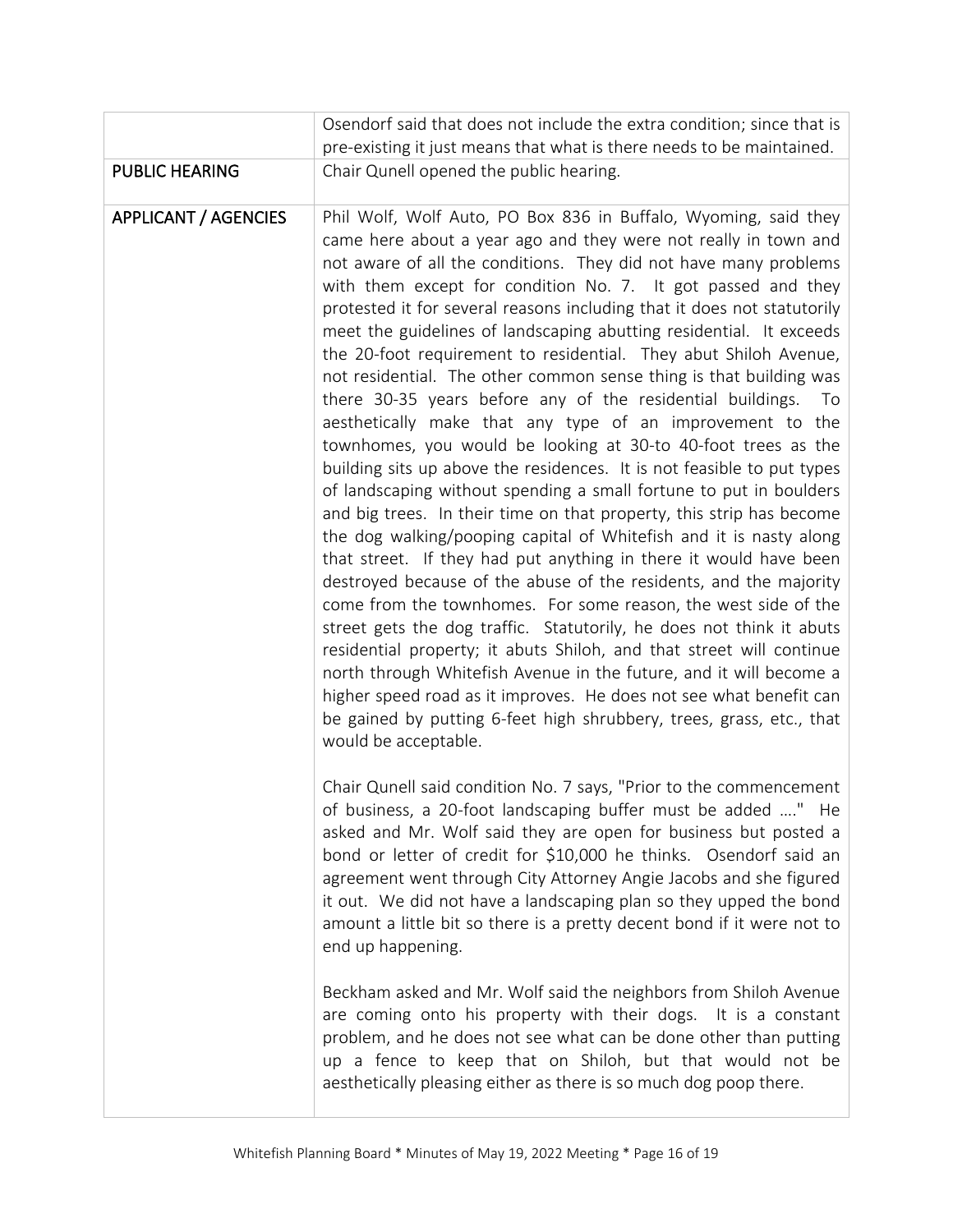| | |
|---|---|
| | Osendorf said that does not include the extra condition; since that is pre-existing it just means that what is there needs to be maintained. |
| PUBLIC HEARING | Chair Qunell opened the public hearing. |
| APPLICANT / AGENCIES | Phil Wolf, Wolf Auto, PO Box 836 in Buffalo, Wyoming, said they came here about a year ago and they were not really in town and not aware of all the conditions. They did not have many problems with them except for condition No. 7. It got passed and they protested it for several reasons including that it does not statutorily meet the guidelines of landscaping abutting residential. It exceeds the 20-foot requirement to residential. They abut Shiloh Avenue, not residential. The other common sense thing is that building was there 30-35 years before any of the residential buildings. To aesthetically make that any type of an improvement to the townhomes, you would be looking at 30-to 40-foot trees as the building sits up above the residences. It is not feasible to put types of landscaping without spending a small fortune to put in boulders and big trees. In their time on that property, this strip has become the dog walking/pooping capital of Whitefish and it is nasty along that street. If they had put anything in there it would have been destroyed because of the abuse of the residents, and the majority come from the townhomes. For some reason, the west side of the street gets the dog traffic. Statutorily, he does not think it abuts residential property; it abuts Shiloh, and that street will continue north through Whitefish Avenue in the future, and it will become a higher speed road as it improves. He does not see what benefit can be gained by putting 6-feet high shrubbery, trees, grass, etc., that would be acceptable.<br><br>Chair Qunell said condition No. 7 says, "Prior to the commencement of business, a 20-foot landscaping buffer must be added …." He asked and Mr. Wolf said they are open for business but posted a bond or letter of credit for $10,000 he thinks. Osendorf said an agreement went through City Attorney Angie Jacobs and she figured it out. We did not have a landscaping plan so they upped the bond amount a little bit so there is a pretty decent bond if it were not to end up happening.<br><br>Beckham asked and Mr. Wolf said the neighbors from Shiloh Avenue are coming onto his property with their dogs. It is a constant problem, and he does not see what can be done other than putting up a fence to keep that on Shiloh, but that would not be aesthetically pleasing either as there is so much dog poop there. |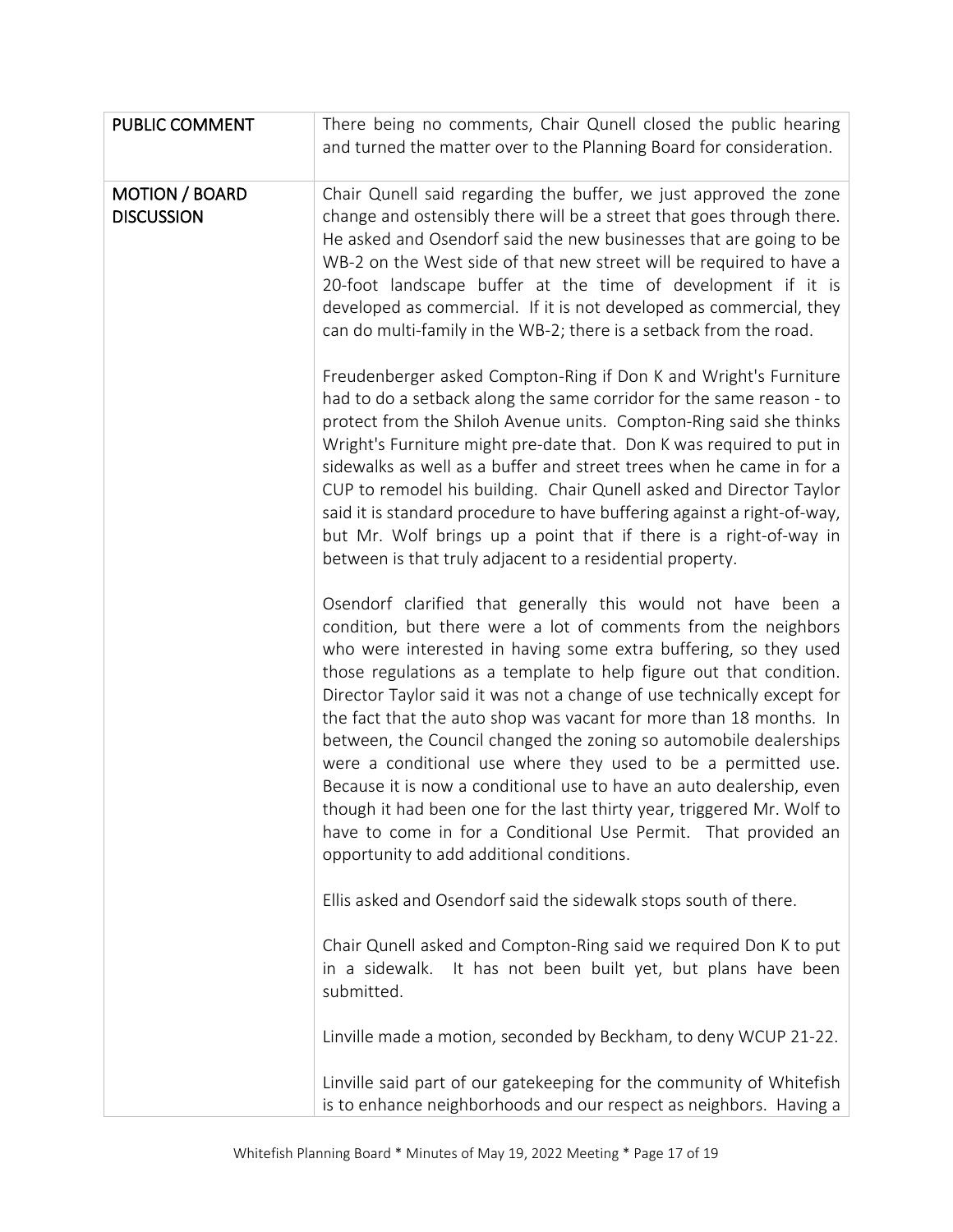| | |
|---|---|
| **PUBLIC COMMENT** | There being no comments, Chair Qunell closed the public hearing and turned the matter over to the Planning Board for consideration. |
| **MOTION / BOARD DISCUSSION** | Chair Qunell said regarding the buffer, we just approved the zone change and ostensibly there will be a street that goes through there. He asked and Osendorf said the new businesses that are going to be WB-2 on the West side of that new street will be required to have a 20-foot landscape buffer at the time of development if it is developed as commercial. If it is not developed as commercial, they can do multi-family in the WB-2; there is a setback from the road.<br><br>Freudenberger asked Compton-Ring if Don K and Wright's Furniture had to do a setback along the same corridor for the same reason - to protect from the Shiloh Avenue units. Compton-Ring said she thinks Wright's Furniture might pre-date that. Don K was required to put in sidewalks as well as a buffer and street trees when he came in for a CUP to remodel his building. Chair Qunell asked and Director Taylor said it is standard procedure to have buffering against a right-of-way, but Mr. Wolf brings up a point that if there is a right-of-way in between is that truly adjacent to a residential property.<br><br>Osendorf clarified that generally this would not have been a condition, but there were a lot of comments from the neighbors who were interested in having some extra buffering, so they used those regulations as a template to help figure out that condition. Director Taylor said it was not a change of use technically except for the fact that the auto shop was vacant for more than 18 months. In between, the Council changed the zoning so automobile dealerships were a conditional use where they used to be a permitted use. Because it is now a conditional use to have an auto dealership, even though it had been one for the last thirty year, triggered Mr. Wolf to have to come in for a Conditional Use Permit. That provided an opportunity to add additional conditions.<br><br>Ellis asked and Osendorf said the sidewalk stops south of there.<br><br>Chair Qunell asked and Compton-Ring said we required Don K to put in a sidewalk. It has not been built yet, but plans have been submitted.<br><br>Linville made a motion, seconded by Beckham, to deny WCUP 21-22.<br><br>Linville said part of our gatekeeping for the community of Whitefish is to enhance neighborhoods and our respect as neighbors. Having a |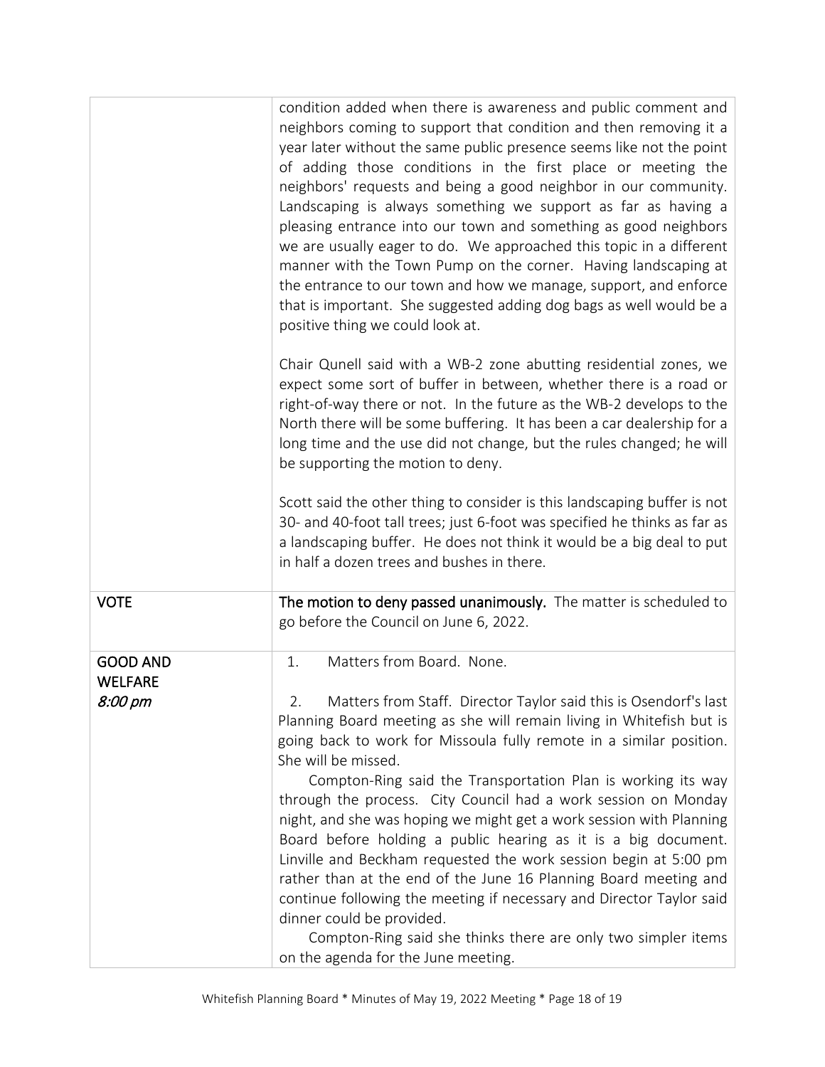| | |
|---|---|
| | condition added when there is awareness and public comment and neighbors coming to support that condition and then removing it a year later without the same public presence seems like not the point of adding those conditions in the first place or meeting the neighbors' requests and being a good neighbor in our community. Landscaping is always something we support as far as having a pleasing entrance into our town and something as good neighbors we are usually eager to do. We approached this topic in a different manner with the Town Pump on the corner. Having landscaping at the entrance to our town and how we manage, support, and enforce that is important. She suggested adding dog bags as well would be a positive thing we could look at.<br><br>Chair Qunell said with a WB-2 zone abutting residential zones, we expect some sort of buffer in between, whether there is a road or right-of-way there or not. In the future as the WB-2 develops to the North there will be some buffering. It has been a car dealership for a long time and the use did not change, but the rules changed; he will be supporting the motion to deny.<br><br>Scott said the other thing to consider is this landscaping buffer is not 30- and 40-foot tall trees; just 6-foot was specified he thinks as far as a landscaping buffer. He does not think it would be a big deal to put in half a dozen trees and bushes in there. |
| VOTE | **The motion to deny passed unanimously.** The matter is scheduled to go before the Council on June 6, 2022. |
| GOOD AND WELFARE<br>*8:00 pm* | 1. Matters from Board. None.<br><br>2. Matters from Staff. Director Taylor said this is Osendorf's last Planning Board meeting as she will remain living in Whitefish but is going back to work for Missoula fully remote in a similar position. She will be missed.<br>Compton-Ring said the Transportation Plan is working its way through the process. City Council had a work session on Monday night, and she was hoping we might get a work session with Planning Board before holding a public hearing as it is a big document. Linville and Beckham requested the work session begin at 5:00 pm rather than at the end of the June 16 Planning Board meeting and continue following the meeting if necessary and Director Taylor said dinner could be provided.<br>Compton-Ring said she thinks there are only two simpler items on the agenda for the June meeting. |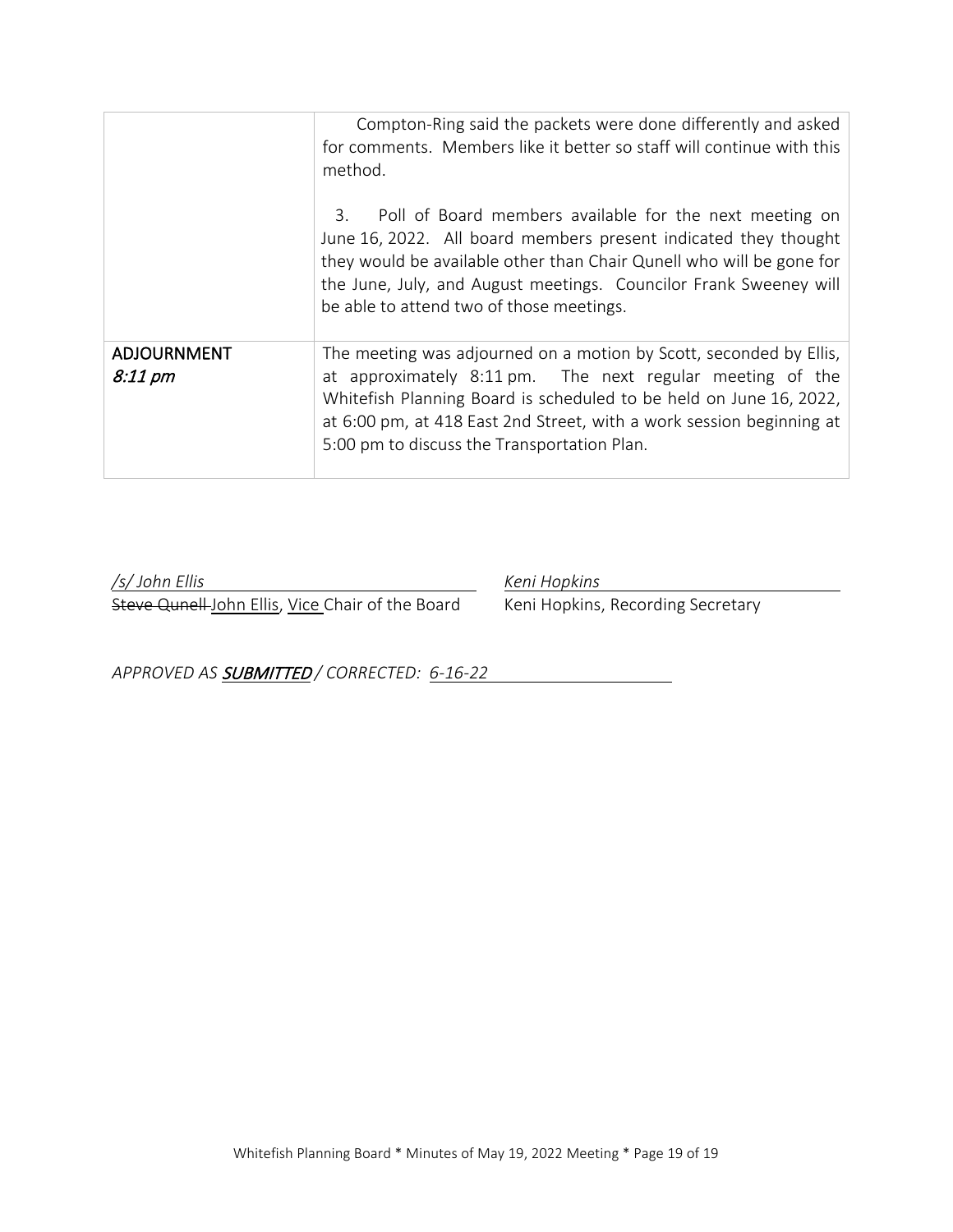| | |
|---|---|
| | Compton-Ring said the packets were done differently and asked for comments. Members like it better so staff will continue with this method.<br><br>3. Poll of Board members available for the next meeting on June 16, 2022. All board members present indicated they thought they would be available other than Chair Qunell who will be gone for the June, July, and August meetings. Councilor Frank Sweeney will be able to attend two of those meetings. |
| **ADJOURNMENT**<br>*8:11 pm* | The meeting was adjourned on a motion by Scott, seconded by Ellis, at approximately 8:11 pm. The next regular meeting of the Whitefish Planning Board is scheduled to be held on June 16, 2022, at 6:00 pm, at 418 East 2nd Street, with a work session beginning at 5:00 pm to discuss the Transportation Plan. |

*/s/ John Ellis*
~~Steve Qunell~~ John Ellis, Vice Chair of the Board

*Keni Hopkins*
Keni Hopkins, Recording Secretary

*APPROVED AS **SUBMITTED** / CORRECTED: 6-16-22*